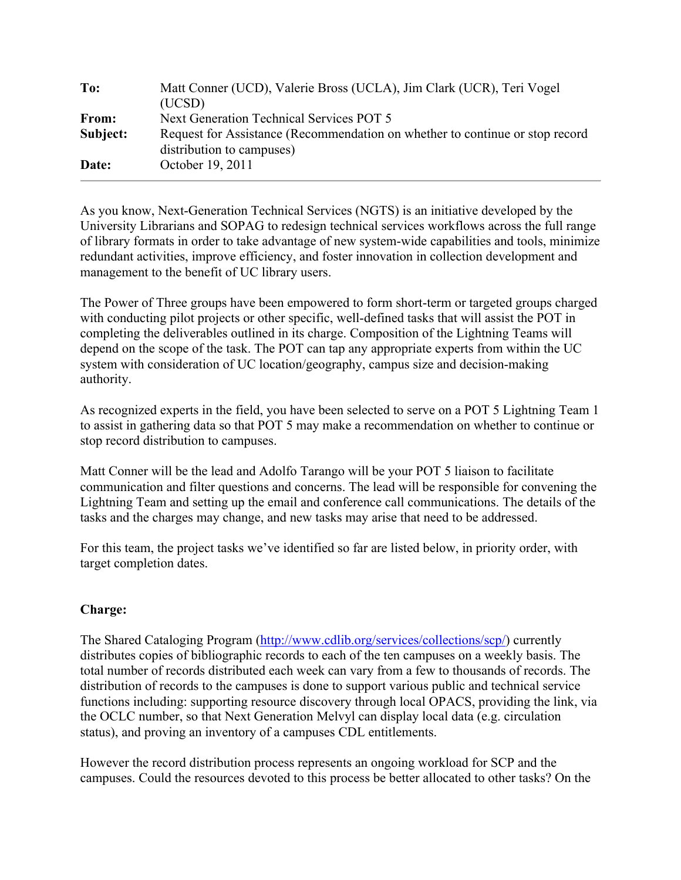| | |
|---|---|
| **To:** | Matt Conner (UCD), Valerie Bross (UCLA), Jim Clark (UCR), Teri Vogel (UCSD) |
| **From:** | Next Generation Technical Services POT 5 |
| **Subject:** | Request for Assistance (Recommendation on whether to continue or stop record distribution to campuses) |
| **Date:** | October 19, 2011 |

---

As you know, Next-Generation Technical Services (NGTS) is an initiative developed by the University Librarians and SOPAG to redesign technical services workflows across the full range of library formats in order to take advantage of new system-wide capabilities and tools, minimize redundant activities, improve efficiency, and foster innovation in collection development and management to the benefit of UC library users.

The Power of Three groups have been empowered to form short-term or targeted groups charged with conducting pilot projects or other specific, well-defined tasks that will assist the POT in completing the deliverables outlined in its charge. Composition of the Lightning Teams will depend on the scope of the task. The POT can tap any appropriate experts from within the UC system with consideration of UC location/geography, campus size and decision-making authority.

As recognized experts in the field, you have been selected to serve on a POT 5 Lightning Team 1 to assist in gathering data so that POT 5 may make a recommendation on whether to continue or stop record distribution to campuses.

Matt Conner will be the lead and Adolfo Tarango will be your POT 5 liaison to facilitate communication and filter questions and concerns. The lead will be responsible for convening the Lightning Team and setting up the email and conference call communications. The details of the tasks and the charges may change, and new tasks may arise that need to be addressed.

For this team, the project tasks we've identified so far are listed below, in priority order, with target completion dates.

**Charge:**

The Shared Cataloging Program (http://www.cdlib.org/services/collections/scp/) currently distributes copies of bibliographic records to each of the ten campuses on a weekly basis. The total number of records distributed each week can vary from a few to thousands of records. The distribution of records to the campuses is done to support various public and technical service functions including: supporting resource discovery through local OPACS, providing the link, via the OCLC number, so that Next Generation Melvyl can display local data (e.g. circulation status), and proving an inventory of a campuses CDL entitlements.

However the record distribution process represents an ongoing workload for SCP and the campuses. Could the resources devoted to this process be better allocated to other tasks? On the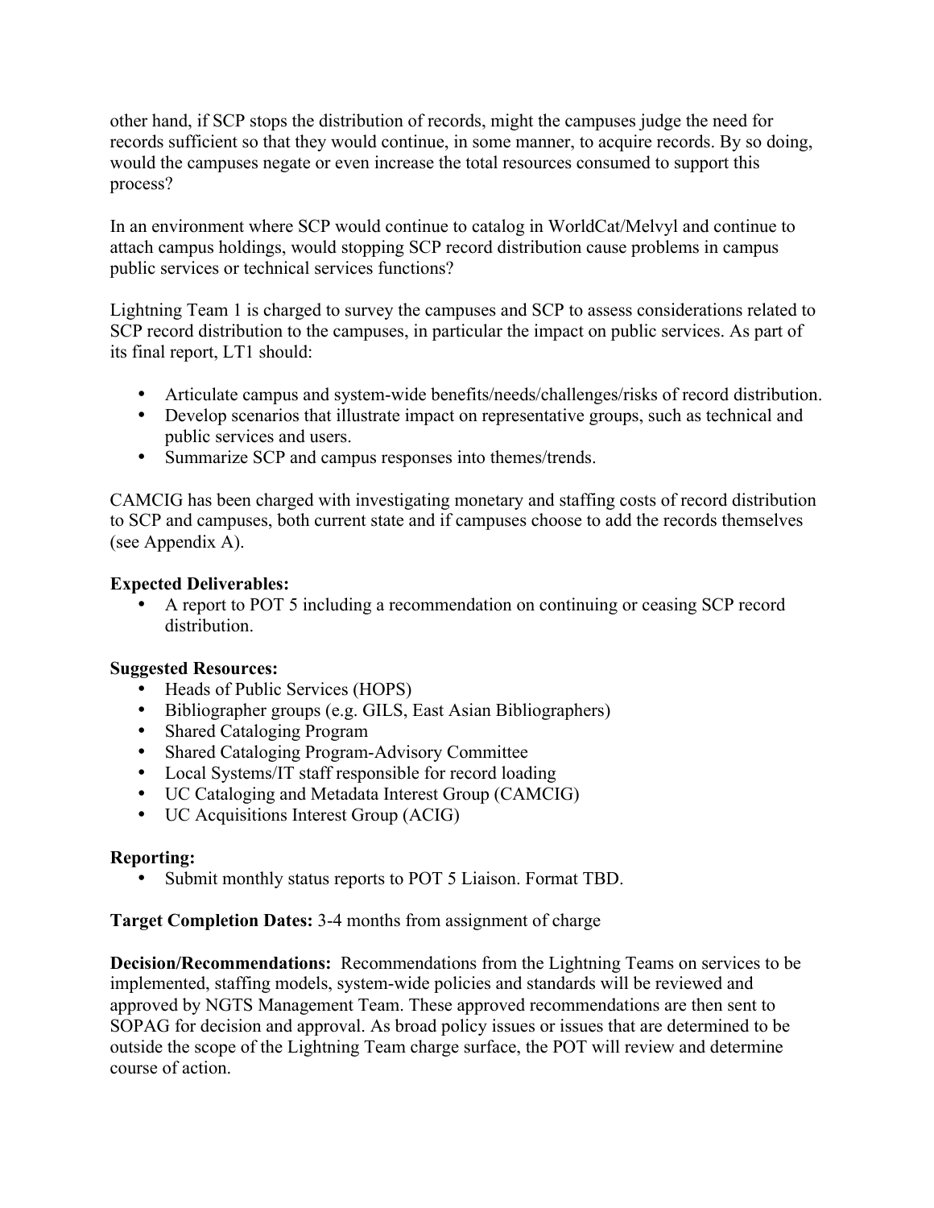other hand, if SCP stops the distribution of records, might the campuses judge the need for records sufficient so that they would continue, in some manner, to acquire records. By so doing, would the campuses negate or even increase the total resources consumed to support this process?

In an environment where SCP would continue to catalog in WorldCat/Melvyl and continue to attach campus holdings, would stopping SCP record distribution cause problems in campus public services or technical services functions?

Lightning Team 1 is charged to survey the campuses and SCP to assess considerations related to SCP record distribution to the campuses, in particular the impact on public services. As part of its final report, LT1 should:

- Articulate campus and system-wide benefits/needs/challenges/risks of record distribution.
- Develop scenarios that illustrate impact on representative groups, such as technical and public services and users.
- Summarize SCP and campus responses into themes/trends.

CAMCIG has been charged with investigating monetary and staffing costs of record distribution to SCP and campuses, both current state and if campuses choose to add the records themselves (see Appendix A).

**Expected Deliverables:**

- A report to POT 5 including a recommendation on continuing or ceasing SCP record distribution.

**Suggested Resources:**

- Heads of Public Services (HOPS)
- Bibliographer groups (e.g. GILS, East Asian Bibliographers)
- Shared Cataloging Program
- Shared Cataloging Program-Advisory Committee
- Local Systems/IT staff responsible for record loading
- UC Cataloging and Metadata Interest Group (CAMCIG)
- UC Acquisitions Interest Group (ACIG)

**Reporting:**

- Submit monthly status reports to POT 5 Liaison. Format TBD.

**Target Completion Dates:** 3-4 months from assignment of charge

**Decision/Recommendations:** Recommendations from the Lightning Teams on services to be implemented, staffing models, system-wide policies and standards will be reviewed and approved by NGTS Management Team. These approved recommendations are then sent to SOPAG for decision and approval. As broad policy issues or issues that are determined to be outside the scope of the Lightning Team charge surface, the POT will review and determine course of action.